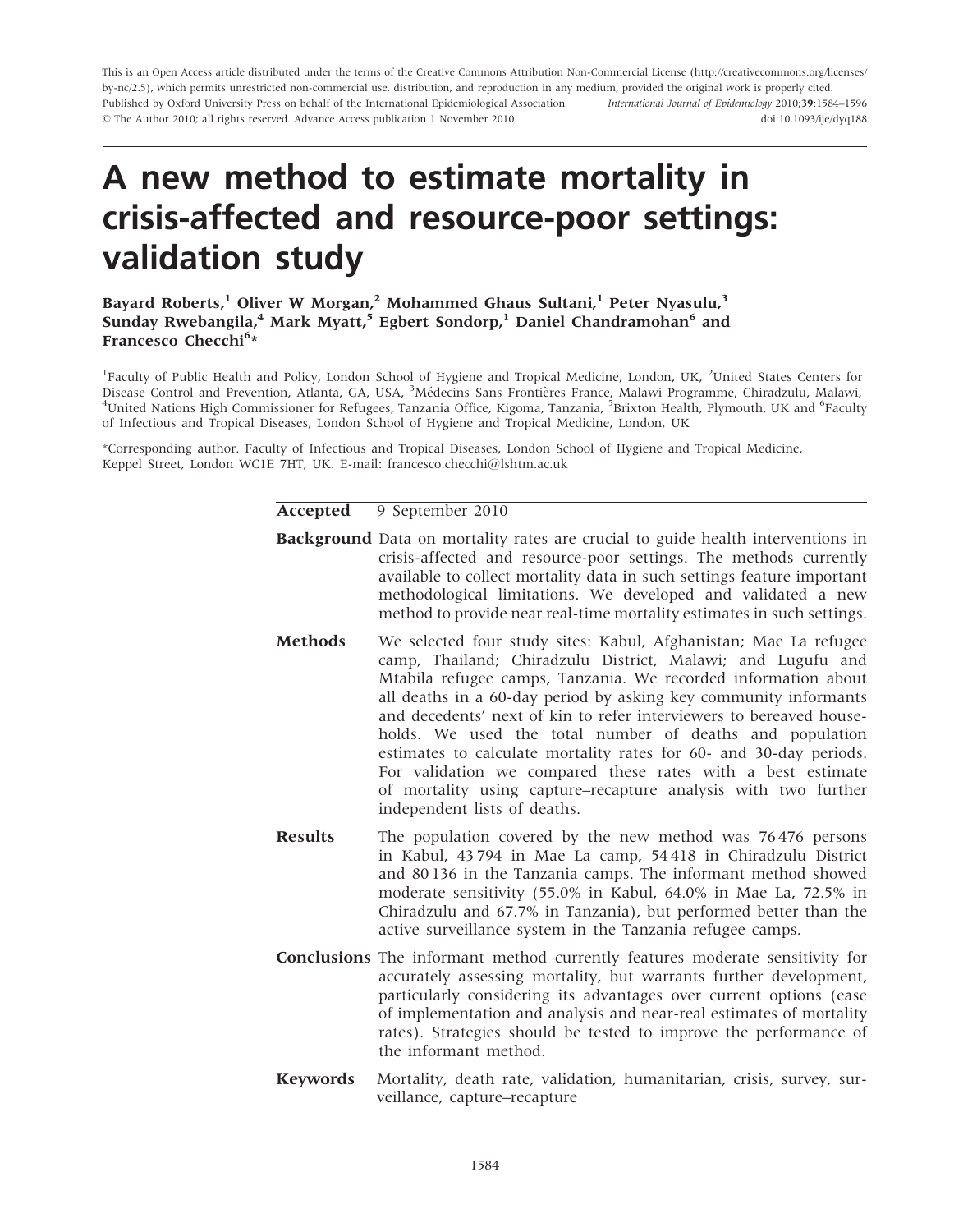This is an Open Access article distributed under the terms of the Creative Commons Attribution Non-Commercial License (http://creativecommons.org/licenses/by-nc/2.5), which permits unrestricted non-commercial use, distribution, and reproduction in any medium, provided the original work is properly cited.
Published by Oxford University Press on behalf of the International Epidemiological Association
© The Author 2010; all rights reserved. Advance Access publication 1 November 2010

*International Journal of Epidemiology* 2010;**39**:1584–1596
doi:10.1093/ije/dyq188

# A new method to estimate mortality in crisis-affected and resource-poor settings: validation study

**Bayard Roberts,[1] Oliver W Morgan,[2] Mohammed Ghaus Sultani,[1] Peter Nyasulu,[3] Sunday Rwebangila,[4] Mark Myatt,[5] Egbert Sondorp,[1] Daniel Chandramohan[6] and Francesco Checchi[6]***

[1]Faculty of Public Health and Policy, London School of Hygiene and Tropical Medicine, London, UK, [2]United States Centers for Disease Control and Prevention, Atlanta, GA, USA, [3]Médecins Sans Frontières France, Malawi Programme, Chiradzulu, Malawi, [4]United Nations High Commissioner for Refugees, Tanzania Office, Kigoma, Tanzania, [5]Brixton Health, Plymouth, UK and [6]Faculty of Infectious and Tropical Diseases, London School of Hygiene and Tropical Medicine, London, UK

*Corresponding author. Faculty of Infectious and Tropical Diseases, London School of Hygiene and Tropical Medicine, Keppel Street, London WC1E 7HT, UK. E-mail: francesco.checchi@lshtm.ac.uk

**Accepted** 9 September 2010

**Background** Data on mortality rates are crucial to guide health interventions in crisis-affected and resource-poor settings. The methods currently available to collect mortality data in such settings feature important methodological limitations. We developed and validated a new method to provide near real-time mortality estimates in such settings.

**Methods** We selected four study sites: Kabul, Afghanistan; Mae La refugee camp, Thailand; Chiradzulu District, Malawi; and Lugufu and Mtabila refugee camps, Tanzania. We recorded information about all deaths in a 60-day period by asking key community informants and decedents' next of kin to refer interviewers to bereaved households. We used the total number of deaths and population estimates to calculate mortality rates for 60- and 30-day periods. For validation we compared these rates with a best estimate of mortality using capture–recapture analysis with two further independent lists of deaths.

**Results** The population covered by the new method was 76 476 persons in Kabul, 43 794 in Mae La camp, 54 418 in Chiradzulu District and 80 136 in the Tanzania camps. The informant method showed moderate sensitivity (55.0% in Kabul, 64.0% in Mae La, 72.5% in Chiradzulu and 67.7% in Tanzania), but performed better than the active surveillance system in the Tanzania refugee camps.

**Conclusions** The informant method currently features moderate sensitivity for accurately assessing mortality, but warrants further development, particularly considering its advantages over current options (ease of implementation and analysis and near-real estimates of mortality rates). Strategies should be tested to improve the performance of the informant method.

**Keywords** Mortality, death rate, validation, humanitarian, crisis, survey, surveillance, capture–recapture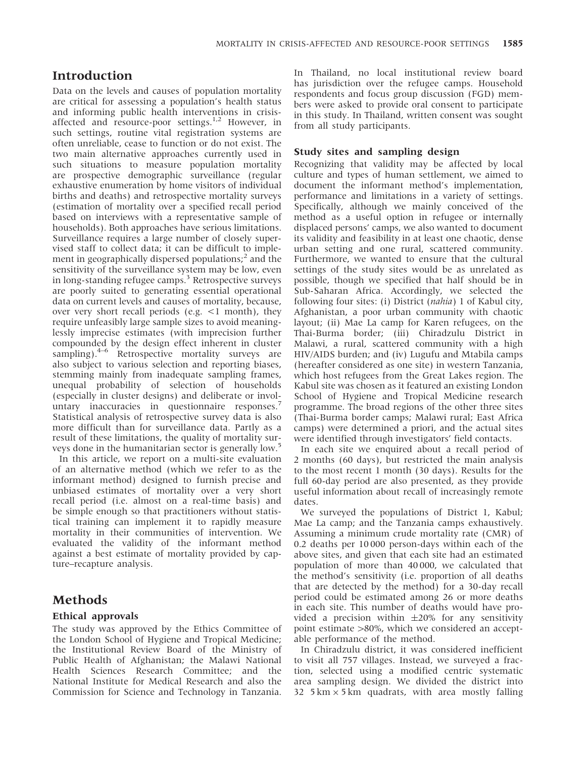## Introduction

Data on the levels and causes of population mortality are critical for assessing a population's health status and informing public health interventions in crisis-affected and resource-poor settings.[1,2] However, in such settings, routine vital registration systems are often unreliable, cease to function or do not exist. The two main alternative approaches currently used in such situations to measure population mortality are prospective demographic surveillance (regular exhaustive enumeration by home visitors of individual births and deaths) and retrospective mortality surveys (estimation of mortality over a specified recall period based on interviews with a representative sample of households). Both approaches have serious limitations. Surveillance requires a large number of closely supervised staff to collect data; it can be difficult to implement in geographically dispersed populations;[2] and the sensitivity of the surveillance system may be low, even in long-standing refugee camps.[3] Retrospective surveys are poorly suited to generating essential operational data on current levels and causes of mortality, because, over very short recall periods (e.g. <1 month), they require unfeasibly large sample sizes to avoid meaninglessly imprecise estimates (with imprecision further compounded by the design effect inherent in cluster sampling).[4–6] Retrospective mortality surveys are also subject to various selection and reporting biases, stemming mainly from inadequate sampling frames, unequal probability of selection of households (especially in cluster designs) and deliberate or involuntary inaccuracies in questionnaire responses.[7] Statistical analysis of retrospective survey data is also more difficult than for surveillance data. Partly as a result of these limitations, the quality of mortality surveys done in the humanitarian sector is generally low.[5]

In this article, we report on a multi-site evaluation of an alternative method (which we refer to as the informant method) designed to furnish precise and unbiased estimates of mortality over a very short recall period (i.e. almost on a real-time basis) and be simple enough so that practitioners without statistical training can implement it to rapidly measure mortality in their communities of intervention. We evaluated the validity of the informant method against a best estimate of mortality provided by capture–recapture analysis.

## Methods

### Ethical approvals

The study was approved by the Ethics Committee of the London School of Hygiene and Tropical Medicine; the Institutional Review Board of the Ministry of Public Health of Afghanistan; the Malawi National Health Sciences Research Committee; and the National Institute for Medical Research and also the Commission for Science and Technology in Tanzania. In Thailand, no local institutional review board has jurisdiction over the refugee camps. Household respondents and focus group discussion (FGD) members were asked to provide oral consent to participate in this study. In Thailand, written consent was sought from all study participants.

### Study sites and sampling design

Recognizing that validity may be affected by local culture and types of human settlement, we aimed to document the informant method's implementation, performance and limitations in a variety of settings. Specifically, although we mainly conceived of the method as a useful option in refugee or internally displaced persons' camps, we also wanted to document its validity and feasibility in at least one chaotic, dense urban setting and one rural, scattered community. Furthermore, we wanted to ensure that the cultural settings of the study sites would be as unrelated as possible, though we specified that half should be in Sub-Saharan Africa. Accordingly, we selected the following four sites: (i) District (*nahia*) 1 of Kabul city, Afghanistan, a poor urban community with chaotic layout; (ii) Mae La camp for Karen refugees, on the Thai-Burma border; (iii) Chiradzulu District in Malawi, a rural, scattered community with a high HIV/AIDS burden; and (iv) Lugufu and Mtabila camps (hereafter considered as one site) in western Tanzania, which host refugees from the Great Lakes region. The Kabul site was chosen as it featured an existing London School of Hygiene and Tropical Medicine research programme. The broad regions of the other three sites (Thai-Burma border camps; Malawi rural; East Africa camps) were determined a priori, and the actual sites were identified through investigators' field contacts.

In each site we enquired about a recall period of 2 months (60 days), but restricted the main analysis to the most recent 1 month (30 days). Results for the full 60-day period are also presented, as they provide useful information about recall of increasingly remote dates.

We surveyed the populations of District 1, Kabul; Mae La camp; and the Tanzania camps exhaustively. Assuming a minimum crude mortality rate (CMR) of 0.2 deaths per 10 000 person-days within each of the above sites, and given that each site had an estimated population of more than 40 000, we calculated that the method's sensitivity (i.e. proportion of all deaths that are detected by the method) for a 30-day recall period could be estimated among 26 or more deaths in each site. This number of deaths would have provided a precision within ±20% for any sensitivity point estimate >80%, which we considered an acceptable performance of the method.

In Chiradzulu district, it was considered inefficient to visit all 757 villages. Instead, we surveyed a fraction, selected using a modified centric systematic area sampling design. We divided the district into 32 5 km × 5 km quadrats, with area mostly falling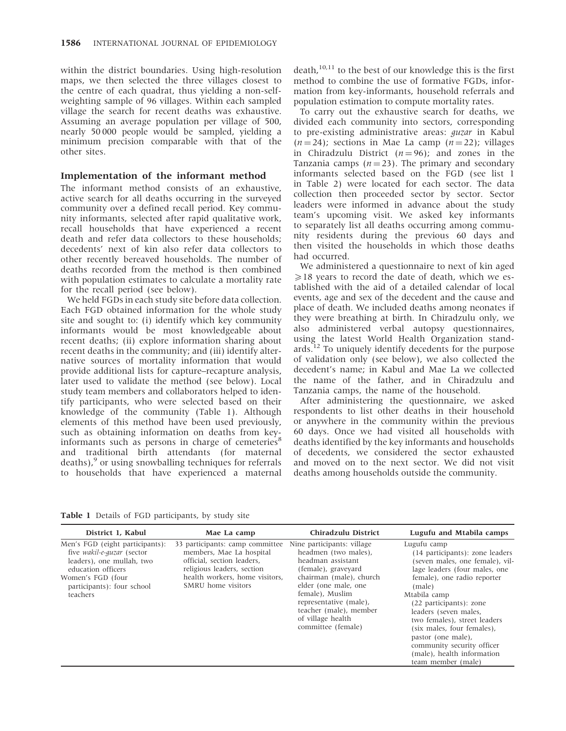within the district boundaries. Using high-resolution maps, we then selected the three villages closest to the centre of each quadrat, thus yielding a non-self-weighting sample of 96 villages. Within each sampled village the search for recent deaths was exhaustive. Assuming an average population per village of 500, nearly 50 000 people would be sampled, yielding a minimum precision comparable with that of the other sites.

### Implementation of the informant method

The informant method consists of an exhaustive, active search for all deaths occurring in the surveyed community over a defined recall period. Key community informants, selected after rapid qualitative work, recall households that have experienced a recent death and refer data collectors to these households; decedents' next of kin also refer data collectors to other recently bereaved households. The number of deaths recorded from the method is then combined with population estimates to calculate a mortality rate for the recall period (see below).

We held FGDs in each study site before data collection. Each FGD obtained information for the whole study site and sought to: (i) identify which key community informants would be most knowledgeable about recent deaths; (ii) explore information sharing about recent deaths in the community; and (iii) identify alternative sources of mortality information that would provide additional lists for capture–recapture analysis, later used to validate the method (see below). Local study team members and collaborators helped to identify participants, who were selected based on their knowledge of the community (Table 1). Although elements of this method have been used previously, such as obtaining information on deaths from key-informants such as persons in charge of cemeteries[8] and traditional birth attendants (for maternal deaths),[9] or using snowballing techniques for referrals to households that have experienced a maternal death,[10,11] to the best of our knowledge this is the first method to combine the use of formative FGDs, information from key-informants, household referrals and population estimation to compute mortality rates.

To carry out the exhaustive search for deaths, we divided each community into sectors, corresponding to pre-existing administrative areas: *guzar* in Kabul ($n = 24$); sections in Mae La camp ($n = 22$); villages in Chiradzulu District ($n = 96$); and zones in the Tanzania camps ($n = 23$). The primary and secondary informants selected based on the FGD (see list 1 in Table 2) were located for each sector. The data collection then proceeded sector by sector. Sector leaders were informed in advance about the study team's upcoming visit. We asked key informants to separately list all deaths occurring among community residents during the previous 60 days and then visited the households in which those deaths had occurred.

We administered a questionnaire to next of kin aged $\geqslant$18 years to record the date of death, which we established with the aid of a detailed calendar of local events, age and sex of the decedent and the cause and place of death. We included deaths among neonates if they were breathing at birth. In Chiradzulu only, we also administered verbal autopsy questionnaires, using the latest World Health Organization standards.[12] To uniquely identify decedents for the purpose of validation only (see below), we also collected the decedent's name; in Kabul and Mae La we collected the name of the father, and in Chiradzulu and Tanzania camps, the name of the household.

After administering the questionnaire, we asked respondents to list other deaths in their household or anywhere in the community within the previous 60 days. Once we had visited all households with deaths identified by the key informants and households of decedents, we considered the sector exhausted and moved on to the next sector. We did not visit deaths among households outside the community.

**Table 1** Details of FGD participants, by study site

| District 1, Kabul | Mae La camp | Chiradzulu District | Lugufu and Mtabila camps |
|---|---|---|---|
| Men's FGD (eight participants): five *wakil-e-guzar* (sector leaders), one mullah, two education officers<br>Women's FGD (four participants): four school teachers | 33 participants: camp committee members, Mae La hospital official, section leaders, religious leaders, section health workers, home visitors, SMRU home visitors | Nine participants: village headmen (two males), headman assistant (female), graveyard chairman (male), church elder (one male, one female), Muslim representative (male), teacher (male), member of village health committee (female) | Lugufu camp<br>(14 participants): zone leaders (seven males, one female), village leaders (four males, one female), one radio reporter (male)<br>Mtabila camp<br>(22 participants): zone leaders (seven males, two females), street leaders (six males, four females), pastor (one male), community security officer (male), health information team member (male) |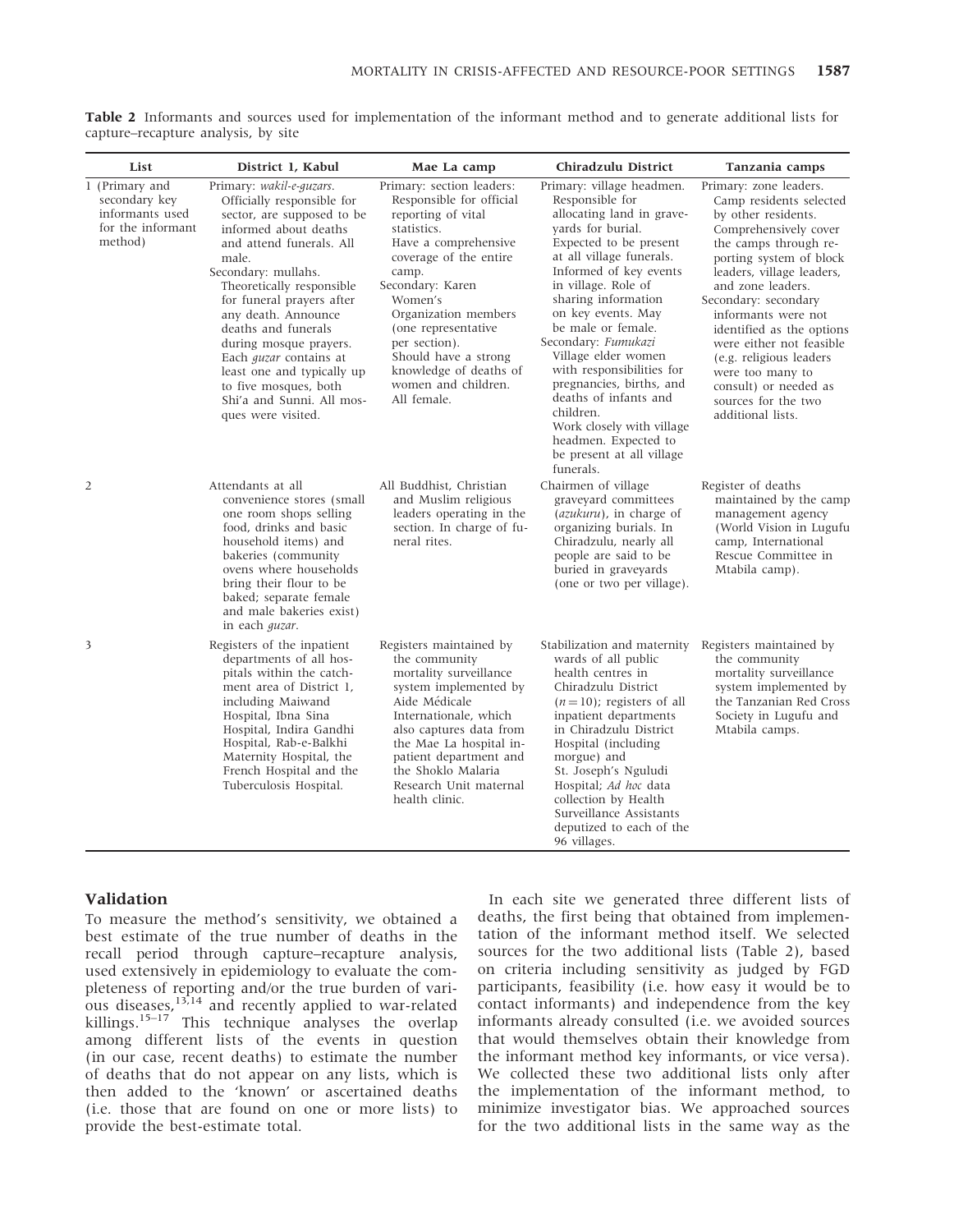**Table 2** Informants and sources used for implementation of the informant method and to generate additional lists for capture–recapture analysis, by site

| List | District 1, Kabul | Mae La camp | Chiradzulu District | Tanzania camps |
|---|---|---|---|---|
| 1 (Primary and secondary key informants used for the informant method) | Primary: *wakil-e-guzars*. Officially responsible for sector, are supposed to be informed about deaths and attend funerals. All male. Secondary: mullahs. Theoretically responsible for funeral prayers after any death. Announce deaths and funerals during mosque prayers. Each *guzar* contains at least one and typically up to five mosques, both Shi'a and Sunni. All mosques were visited. | Primary: section leaders: Responsible for official reporting of vital statistics. Have a comprehensive coverage of the entire camp. Secondary: Karen Women's Organization members (one representative per section). Should have a strong knowledge of deaths of women and children. All female. | Primary: village headmen. Responsible for allocating land in graveyards for burial. Expected to be present at all village funerals. Informed of key events in village. Role of sharing information on key events. May be male or female. Secondary: *Fumukazi* Village elder women with responsibilities for pregnancies, births, and deaths of infants and children. Work closely with village headmen. Expected to be present at all village funerals. | Primary: zone leaders. Camp residents selected by other residents. Comprehensively cover the camps through reporting system of block leaders, village leaders, and zone leaders. Secondary: secondary informants were not identified as the options were either not feasible (e.g. religious leaders were too many to consult) or needed as sources for the two additional lists. |
| 2 | Attendants at all convenience stores (small one room shops selling food, drinks and basic household items) and bakeries (community ovens where households bring their flour to be baked; separate female and male bakeries exist) in each *guzar*. | All Buddhist, Christian and Muslim religious leaders operating in the section. In charge of funeral rites. | Chairmen of village graveyard committees (*azukuru*), in charge of organizing burials. In Chiradzulu, nearly all people are said to be buried in graveyards (one or two per village). | Register of deaths maintained by the camp management agency (World Vision in Lugufu camp, International Rescue Committee in Mtabila camp). |
| 3 | Registers of the inpatient departments of all hospitals within the catchment area of District 1, including Maiwand Hospital, Ibna Sina Hospital, Indira Gandhi Hospital, Rab-e-Balkhi Maternity Hospital, the French Hospital and the Tuberculosis Hospital. | Registers maintained by the community mortality surveillance system implemented by Aide Médicale Internationale, which also captures data from the Mae La hospital inpatient department and the Shoklo Malaria Research Unit maternal health clinic. | Stabilization and maternity wards of all public health centres in Chiradzulu District ($n = 10$); registers of all inpatient departments in Chiradzulu District Hospital (including morgue) and St. Joseph's Nguludi Hospital; *Ad hoc* data collection by Health Surveillance Assistants deputized to each of the 96 villages. | Registers maintained by the community mortality surveillance system implemented by the Tanzanian Red Cross Society in Lugufu and Mtabila camps. |

## Validation

To measure the method's sensitivity, we obtained a best estimate of the true number of deaths in the recall period through capture–recapture analysis, used extensively in epidemiology to evaluate the completeness of reporting and/or the true burden of various diseases,[13,14] and recently applied to war-related killings.[15–17] This technique analyses the overlap among different lists of the events in question (in our case, recent deaths) to estimate the number of deaths that do not appear on any lists, which is then added to the 'known' or ascertained deaths (i.e. those that are found on one or more lists) to provide the best-estimate total.

In each site we generated three different lists of deaths, the first being that obtained from implementation of the informant method itself. We selected sources for the two additional lists (Table 2), based on criteria including sensitivity as judged by FGD participants, feasibility (i.e. how easy it would be to contact informants) and independence from the key informants already consulted (i.e. we avoided sources that would themselves obtain their knowledge from the informant method key informants, or vice versa). We collected these two additional lists only after the implementation of the informant method, to minimize investigator bias. We approached sources for the two additional lists in the same way as the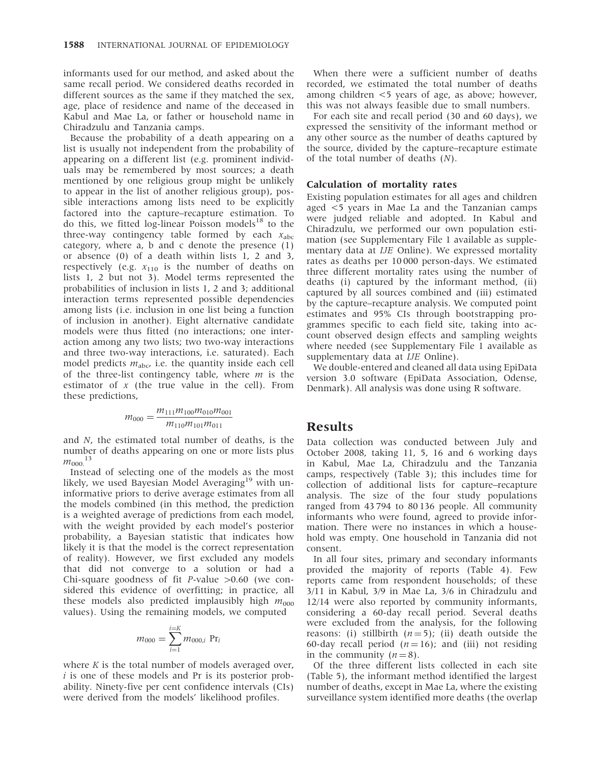informants used for our method, and asked about the same recall period. We considered deaths recorded in different sources as the same if they matched the sex, age, place of residence and name of the deceased in Kabul and Mae La, or father or household name in Chiradzulu and Tanzania camps.

Because the probability of a death appearing on a list is usually not independent from the probability of appearing on a different list (e.g. prominent individuals may be remembered by most sources; a death mentioned by one religious group might be unlikely to appear in the list of another religious group), possible interactions among lists need to be explicitly factored into the capture–recapture estimation. To do this, we fitted log-linear Poisson models[18] to the three-way contingency table formed by each $x_{abc}$ category, where a, b and c denote the presence (1) or absence (0) of a death within lists 1, 2 and 3, respectively (e.g. $x_{110}$ is the number of deaths on lists 1, 2 but not 3). Model terms represented the probabilities of inclusion in lists 1, 2 and 3; additional interaction terms represented possible dependencies among lists (i.e. inclusion in one list being a function of inclusion in another). Eight alternative candidate models were thus fitted (no interactions; one interaction among any two lists; two two-way interactions and three two-way interactions, i.e. saturated). Each model predicts $m_{abc}$, i.e. the quantity inside each cell of the three-list contingency table, where $m$ is the estimator of $x$ (the true value in the cell). From these predictions,

$$m_{000} = \frac{m_{111} m_{100} m_{010} m_{001}}{m_{110} m_{101} m_{011}}$$

and $N$, the estimated total number of deaths, is the number of deaths appearing on one or more lists plus $m_{000}$.[13]

Instead of selecting one of the models as the most likely, we used Bayesian Model Averaging[19] with uninformative priors to derive average estimates from all the models combined (in this method, the prediction is a weighted average of predictions from each model, with the weight provided by each model's posterior probability, a Bayesian statistic that indicates how likely it is that the model is the correct representation of reality). However, we first excluded any models that did not converge to a solution or had a Chi-square goodness of fit $P$-value $>0.60$ (we considered this evidence of overfitting; in practice, all these models also predicted implausibly high $m_{000}$ values). Using the remaining models, we computed

$$m_{000} = \sum_{i=1}^{i=K} m_{000,i} \, \Pr_i$$

where $K$ is the total number of models averaged over, $i$ is one of these models and Pr is its posterior probability. Ninety-five per cent confidence intervals (CIs) were derived from the models' likelihood profiles.

When there were a sufficient number of deaths recorded, we estimated the total number of deaths among children <5 years of age, as above; however, this was not always feasible due to small numbers.

For each site and recall period (30 and 60 days), we expressed the sensitivity of the informant method or any other source as the number of deaths captured by the source, divided by the capture–recapture estimate of the total number of deaths ($N$).

### Calculation of mortality rates

Existing population estimates for all ages and children aged <5 years in Mae La and the Tanzanian camps were judged reliable and adopted. In Kabul and Chiradzulu, we performed our own population estimation (see Supplementary File 1 available as supplementary data at *IJE* Online). We expressed mortality rates as deaths per 10 000 person-days. We estimated three different mortality rates using the number of deaths (i) captured by the informant method, (ii) captured by all sources combined and (iii) estimated by the capture–recapture analysis. We computed point estimates and 95% CIs through bootstrapping programmes specific to each field site, taking into account observed design effects and sampling weights where needed (see Supplementary File 1 available as supplementary data at *IJE* Online).

We double-entered and cleaned all data using EpiData version 3.0 software (EpiData Association, Odense, Denmark). All analysis was done using R software.

## Results

Data collection was conducted between July and October 2008, taking 11, 5, 16 and 6 working days in Kabul, Mae La, Chiradzulu and the Tanzania camps, respectively (Table 3); this includes time for collection of additional lists for capture–recapture analysis. The size of the four study populations ranged from 43 794 to 80 136 people. All community informants who were found, agreed to provide information. There were no instances in which a household was empty. One household in Tanzania did not consent.

In all four sites, primary and secondary informants provided the majority of reports (Table 4). Few reports came from respondent households; of these 3/11 in Kabul, 3/9 in Mae La, 3/6 in Chiradzulu and 12/14 were also reported by community informants, considering a 60-day recall period. Several deaths were excluded from the analysis, for the following reasons: (i) stillbirth ($n=5$); (ii) death outside the 60-day recall period ($n=16$); and (iii) not residing in the community ($n=8$).

Of the three different lists collected in each site (Table 5), the informant method identified the largest number of deaths, except in Mae La, where the existing surveillance system identified more deaths (the overlap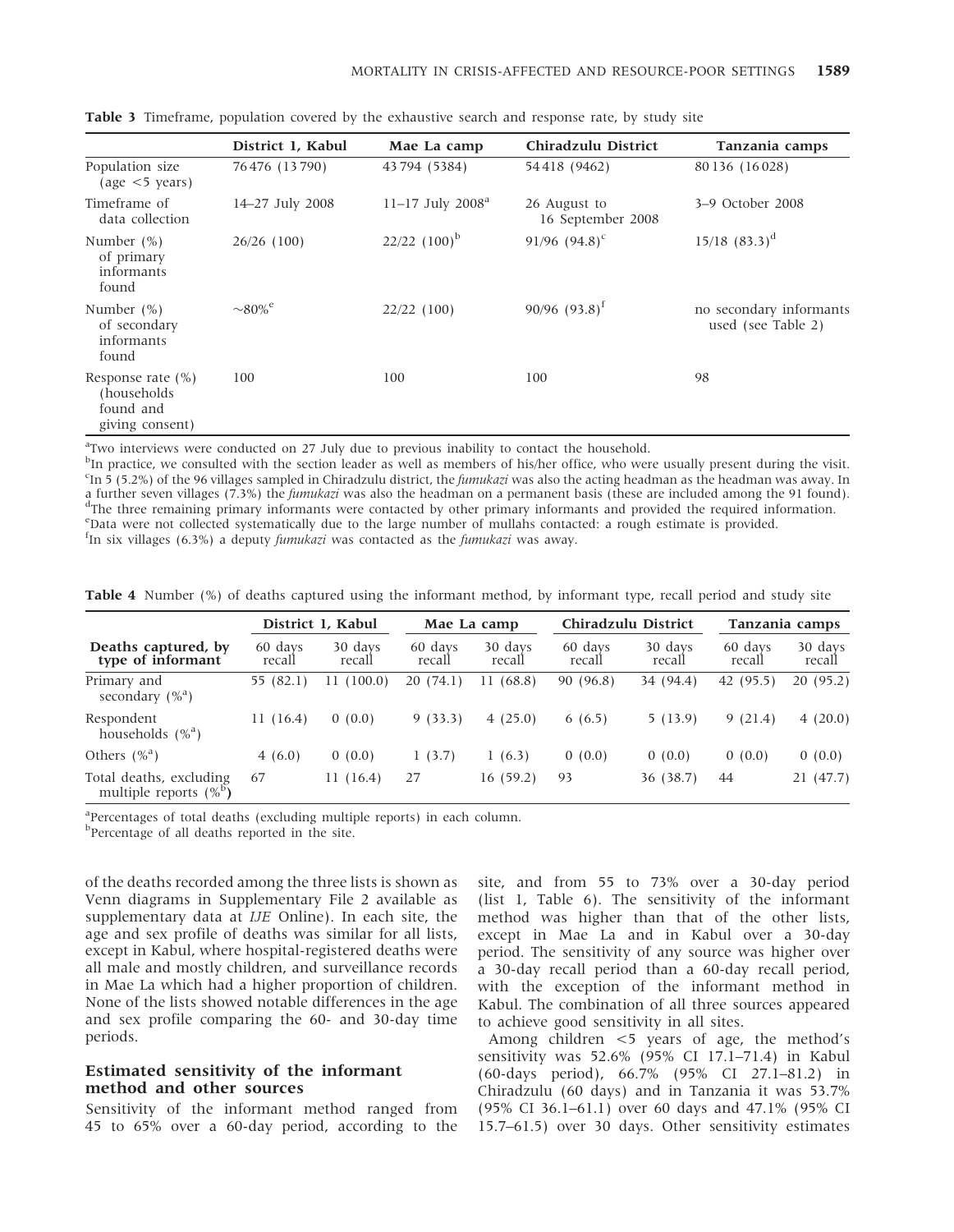**Table 3** Timeframe, population covered by the exhaustive search and response rate, by study site

| | District 1, Kabul | Mae La camp | Chiradzulu District | Tanzania camps |
|---|---|---|---|---|
| Population size (age <5 years) | 76 476 (13 790) | 43 794 (5384) | 54 418 (9462) | 80 136 (16 028) |
| Timeframe of data collection | 14–27 July 2008 | 11–17 July 2008[a] | 26 August to 16 September 2008 | 3–9 October 2008 |
| Number (%) of primary informants found | 26/26 (100) | 22/22 (100)[b] | 91/96 (94.8)[c] | 15/18 (83.3)[d] |
| Number (%) of secondary informants found | ~80%[e] | 22/22 (100) | 90/96 (93.8)[f] | no secondary informants used (see Table 2) |
| Response rate (%) (households found and giving consent) | 100 | 100 | 100 | 98 |

[a]Two interviews were conducted on 27 July due to previous inability to contact the household.
[b]In practice, we consulted with the section leader as well as members of his/her office, who were usually present during the visit.
[c]In 5 (5.2%) of the 96 villages sampled in Chiradzulu district, the *fumukazi* was also the acting headman as the headman was away. In a further seven villages (7.3%) the *fumukazi* was also the headman on a permanent basis (these are included among the 91 found).
[d]The three remaining primary informants were contacted by other primary informants and provided the required information.
[e]Data were not collected systematically due to the large number of mullahs contacted: a rough estimate is provided.
[f]In six villages (6.3%) a deputy *fumukazi* was contacted as the *fumukazi* was away.

**Table 4** Number (%) of deaths captured using the informant method, by informant type, recall period and study site

| | District 1, Kabul | | Mae La camp | | Chiradzulu District | | Tanzania camps | |
|---|---|---|---|---|---|---|---|---|
| Deaths captured, by type of informant | 60 days recall | 30 days recall | 60 days recall | 30 days recall | 60 days recall | 30 days recall | 60 days recall | 30 days recall |
| Primary and secondary (%[a]) | 55 (82.1) | 11 (100.0) | 20 (74.1) | 11 (68.8) | 90 (96.8) | 34 (94.4) | 42 (95.5) | 20 (95.2) |
| Respondent households (%[a]) | 11 (16.4) | 0 (0.0) | 9 (33.3) | 4 (25.0) | 6 (6.5) | 5 (13.9) | 9 (21.4) | 4 (20.0) |
| Others (%[a]) | 4 (6.0) | 0 (0.0) | 1 (3.7) | 1 (6.3) | 0 (0.0) | 0 (0.0) | 0 (0.0) | 0 (0.0) |
| Total deaths, excluding multiple reports (%[b]) | 67 | 11 (16.4) | 27 | 16 (59.2) | 93 | 36 (38.7) | 44 | 21 (47.7) |

[a]Percentages of total deaths (excluding multiple reports) in each column.
[b]Percentage of all deaths reported in the site.

of the deaths recorded among the three lists is shown as Venn diagrams in Supplementary File 2 available as supplementary data at *IJE* Online). In each site, the age and sex profile of deaths was similar for all lists, except in Kabul, where hospital-registered deaths were all male and mostly children, and surveillance records in Mae La which had a higher proportion of children. None of the lists showed notable differences in the age and sex profile comparing the 60- and 30-day time periods.

## Estimated sensitivity of the informant method and other sources

Sensitivity of the informant method ranged from 45 to 65% over a 60-day period, according to the site, and from 55 to 73% over a 30-day period (list 1, Table 6). The sensitivity of the informant method was higher than that of the other lists, except in Mae La and in Kabul over a 30-day period. The sensitivity of any source was higher over a 30-day recall period than a 60-day recall period, with the exception of the informant method in Kabul. The combination of all three sources appeared to achieve good sensitivity in all sites.

Among children <5 years of age, the method's sensitivity was 52.6% (95% CI 17.1–71.4) in Kabul (60-days period), 66.7% (95% CI 27.1–81.2) in Chiradzulu (60 days) and in Tanzania it was 53.7% (95% CI 36.1–61.1) over 60 days and 47.1% (95% CI 15.7–61.5) over 30 days. Other sensitivity estimates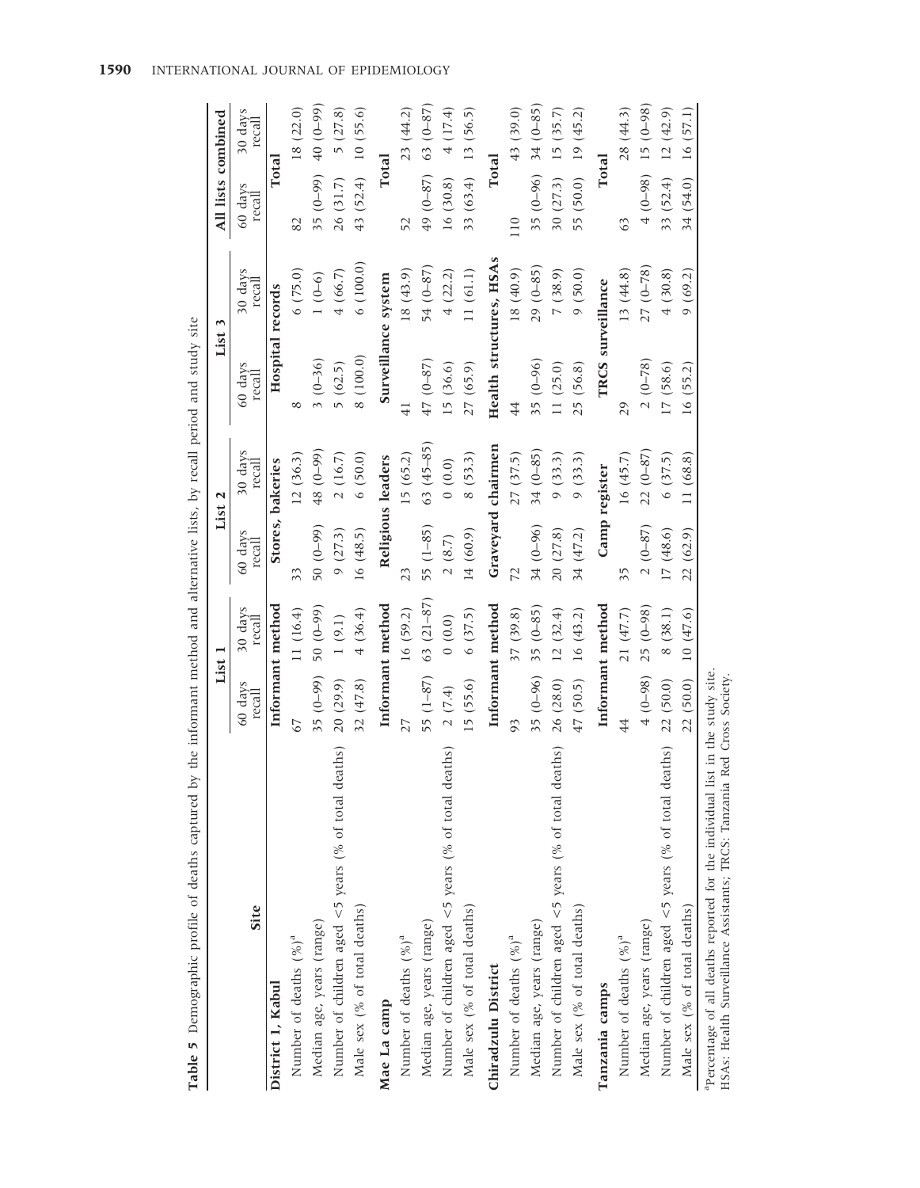**Table 5** Demographic profile of deaths captured by the informant method and alternative lists, by recall period and study site

| Site | List 1 | | List 2 | | List 3 | | All lists combined | |
|---|---|---|---|---|---|---|---|---|
| | 60 days recall | 30 days recall | 60 days recall | 30 days recall | 60 days recall | 30 days recall | 60 days recall | 30 days recall |
| **District 1, Kabul** | **Informant method** | | **Stores, bakeries** | | **Hospital records** | | **Total** | |
| Number of deaths (%)[a] | 67 | 11 (16.4) | 33 | 12 (36.3) | 8 | 6 (75.0) | 82 | 18 (22.0) |
| Median age, years (range) | 35 (0–99) | 50 (0–99) | 50 (0–99) | 48 (0–99) | 3 (0–36) | 1 (0–6) | 35 (0–99) | 40 (0–99) |
| Number of children aged <5 years (% of total deaths) | 20 (29.9) | 1 (9.1) | 9 (27.3) | 2 (16.7) | 5 (62.5) | 4 (66.7) | 26 (31.7) | 5 (27.8) |
| Male sex (% of total deaths) | 32 (47.8) | 4 (36.4) | 16 (48.5) | 6 (50.0) | 8 (100.0) | 6 (100.0) | 43 (52.4) | 10 (55.6) |
| **Mae La camp** | **Informant method** | | **Religious leaders** | | **Surveillance system** | | **Total** | |
| Number of deaths (%)[a] | 27 | 16 (59.2) | 23 | 15 (65.2) | 41 | 18 (43.9) | 52 | 23 (44.2) |
| Median age, years (range) | 55 (1–87) | 63 (21–87) | 55 (1–85) | 63 (45–85) | 47 (0–87) | 54 (0–87) | 49 (0–87) | 63 (0–87) |
| Number of children aged <5 years (% of total deaths) | 2 (7.4) | 0 (0.0) | 2 (8.7) | 0 (0.0) | 15 (36.6) | 4 (22.2) | 16 (30.8) | 4 (17.4) |
| Male sex (% of total deaths) | 15 (55.6) | 6 (37.5) | 14 (60.9) | 8 (53.3) | 27 (65.9) | 11 (61.1) | 33 (63.4) | 13 (56.5) |
| **Chiradzulu District** | **Informant method** | | **Graveyard chairmen** | | **Health structures, HSAs** | | **Total** | |
| Number of deaths (%)[a] | 93 | 37 (39.8) | 72 | 27 (37.5) | 44 | 18 (40.9) | 110 | 43 (39.0) |
| Median age, years (range) | 35 (0–96) | 35 (0–85) | 34 (0–96) | 34 (0–85) | 35 (0–96) | 29 (0–85) | 35 (0–96) | 34 (0–85) |
| Number of children aged <5 years (% of total deaths) | 26 (28.0) | 12 (32.4) | 20 (27.8) | 9 (33.3) | 11 (25.0) | 7 (38.9) | 30 (27.3) | 15 (35.7) |
| Male sex (% of total deaths) | 47 (50.5) | 16 (43.2) | 34 (47.2) | 9 (33.3) | 25 (56.8) | 9 (50.0) | 55 (50.0) | 19 (45.2) |
| **Tanzania camps** | **Informant method** | | **Camp register** | | **TRCS surveillance** | | **Total** | |
| Number of deaths (%)[a] | 44 | 21 (47.7) | 35 | 16 (45.7) | 29 | 13 (44.8) | 63 | 28 (44.3) |
| Median age, years (range) | 4 (0–98) | 25 (0–98) | 2 (0–87) | 22 (0–87) | 2 (0–78) | 27 (0–78) | 4 (0–98) | 15 (0–98) |
| Number of children aged <5 years (% of total deaths) | 22 (50.0) | 8 (38.1) | 17 (48.6) | 6 (37.5) | 17 (58.6) | 4 (30.8) | 33 (52.4) | 12 (42.9) |
| Male sex (% of total deaths) | 22 (50.0) | 10 (47.6) | 22 (62.9) | 11 (68.8) | 16 (55.2) | 9 (69.2) | 34 (54.0) | 16 (57.1) |

[a]Percentage of all deaths reported for the individual list in the study site.
HSAs: Health Surveillance Assistants; TRCS: Tanzania Red Cross Society.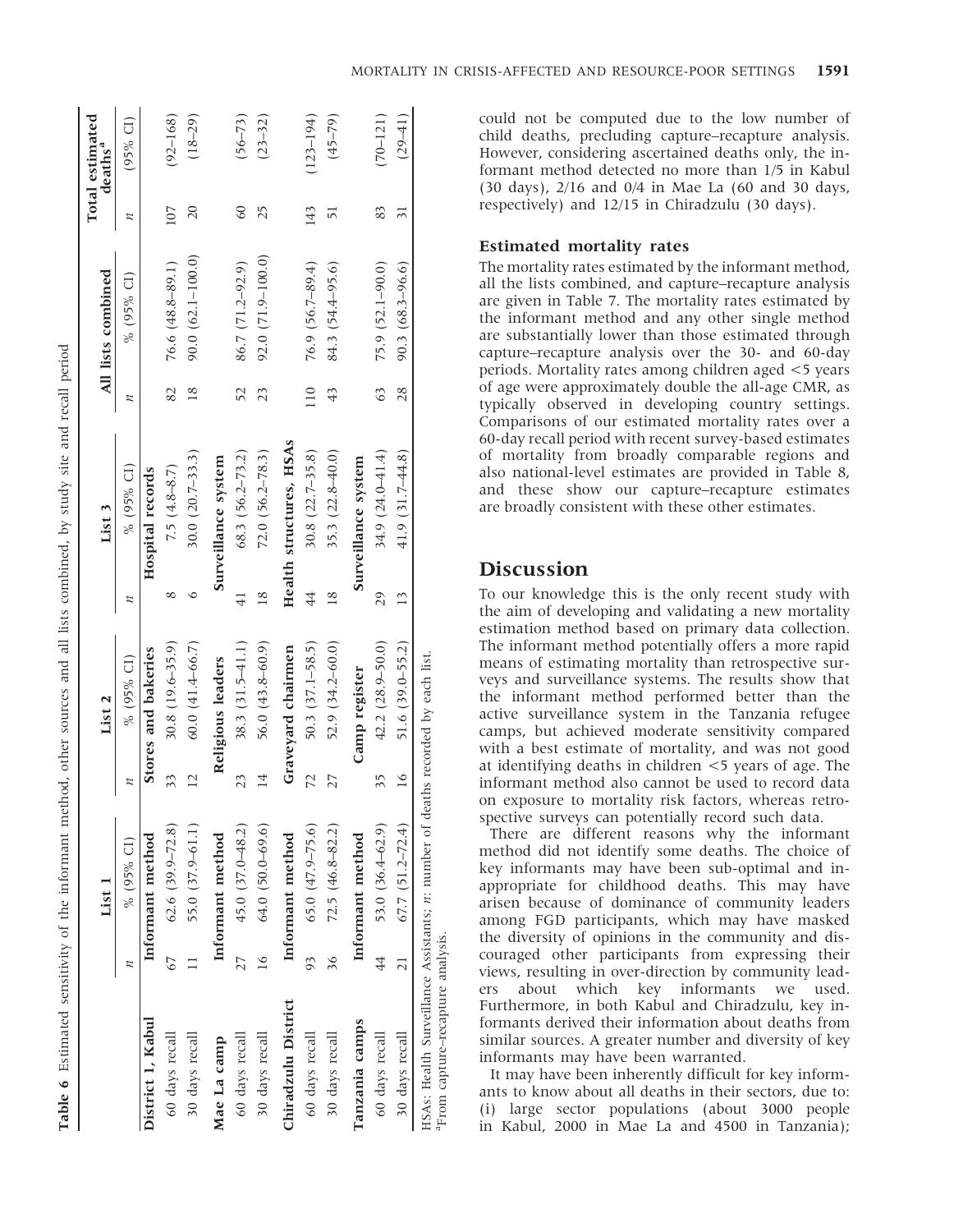**Table 6** Estimated sensitivity of the informant method, other sources and all lists combined, by study site and recall period

| | List 1 | | List 2 | | List 3 | | All lists combined | | Total estimated deaths[a] | |
|---|---|---|---|---|---|---|---|---|---|---|
| | *n* | % (95% CI) | *n* | % (95% CI) | *n* | % (95% CI) | *n* | % (95% CI) | *n* | (95% CI) |
| **District 1, Kabul** | Informant method | | Stores and bakeries | | Hospital records | | | | | |
| 60 days recall | 67 | 62.6 (39.9–72.8) | 33 | 30.8 (19.6–35.9) | 8 | 7.5 (4.8–8.7) | 82 | 76.6 (48.8–89.1) | 107 | (92–168) |
| 30 days recall | 11 | 55.0 (37.9–61.1) | 12 | 60.0 (41.4–66.7) | 6 | 30.0 (20.7–33.3) | 18 | 90.0 (62.1–100.0) | 20 | (18–29) |
| **Mae La camp** | Informant method | | Religious leaders | | Surveillance system | | | | | |
| 60 days recall | 27 | 45.0 (37.0–48.2) | 23 | 38.3 (31.5–41.1) | 41 | 68.3 (56.2–73.2) | 52 | 86.7 (71.2–92.9) | 60 | (56–73) |
| 30 days recall | 16 | 64.0 (50.0–69.6) | 14 | 56.0 (43.8–60.9) | 18 | 72.0 (56.2–78.3) | 23 | 92.0 (71.9–100.0) | 25 | (23–32) |
| **Chiradzulu District** | Informant method | | Graveyard chairmen | | Health structures, HSAs | | | | | |
| 60 days recall | 93 | 65.0 (47.9–75.6) | 72 | 50.3 (37.1–58.5) | 44 | 30.8 (22.7–35.8) | 110 | 76.9 (56.7–89.4) | 143 | (123–194) |
| 30 days recall | 36 | 72.5 (46.8–82.2) | 27 | 52.9 (34.2–60.0) | 18 | 35.3 (22.8–40.0) | 43 | 84.3 (54.4–95.6) | 51 | (45–79) |
| **Tanzania camps** | Informant method | | Camp register | | Surveillance system | | | | | |
| 60 days recall | 44 | 53.0 (36.4–62.9) | 35 | 42.2 (28.9–50.0) | 29 | 34.9 (24.0–41.4) | 63 | 75.9 (52.1–90.0) | 83 | (70–121) |
| 30 days recall | 21 | 67.7 (51.2–72.4) | 16 | 51.6 (39.0–55.2) | 13 | 41.9 (31.7–44.8) | 28 | 90.3 (68.3–96.6) | 31 | (29–41) |

HSAs: Health Surveillance Assistants; *n*: number of deaths recorded by each list.
[a]From capture–recapture analysis.

could not be computed due to the low number of child deaths, precluding capture–recapture analysis. However, considering ascertained deaths only, the informant method detected no more than 1/5 in Kabul (30 days), 2/16 and 0/4 in Mae La (60 and 30 days, respectively) and 12/15 in Chiradzulu (30 days).

### Estimated mortality rates

The mortality rates estimated by the informant method, all the lists combined, and capture–recapture analysis are given in Table 7. The mortality rates estimated by the informant method and any other single method are substantially lower than those estimated through capture–recapture analysis over the 30- and 60-day periods. Mortality rates among children aged <5 years of age were approximately double the all-age CMR, as typically observed in developing country settings. Comparisons of our estimated mortality rates over a 60-day recall period with recent survey-based estimates of mortality from broadly comparable regions and also national-level estimates are provided in Table 8, and these show our capture–recapture estimates are broadly consistent with these other estimates.

## Discussion

To our knowledge this is the only recent study with the aim of developing and validating a new mortality estimation method based on primary data collection. The informant method potentially offers a more rapid means of estimating mortality than retrospective surveys and surveillance systems. The results show that the informant method performed better than the active surveillance system in the Tanzania refugee camps, but achieved moderate sensitivity compared with a best estimate of mortality, and was not good at identifying deaths in children <5 years of age. The informant method also cannot be used to record data on exposure to mortality risk factors, whereas retrospective surveys can potentially record such data.

There are different reasons why the informant method did not identify some deaths. The choice of key informants may have been sub-optimal and inappropriate for childhood deaths. This may have arisen because of dominance of community leaders among FGD participants, which may have masked the diversity of opinions in the community and discouraged other participants from expressing their views, resulting in over-direction by community leaders about which key informants we used. Furthermore, in both Kabul and Chiradzulu, key informants derived their information about deaths from similar sources. A greater number and diversity of key informants may have been warranted.

It may have been inherently difficult for key informants to know about all deaths in their sectors, due to: (i) large sector populations (about 3000 people in Kabul, 2000 in Mae La and 4500 in Tanzania);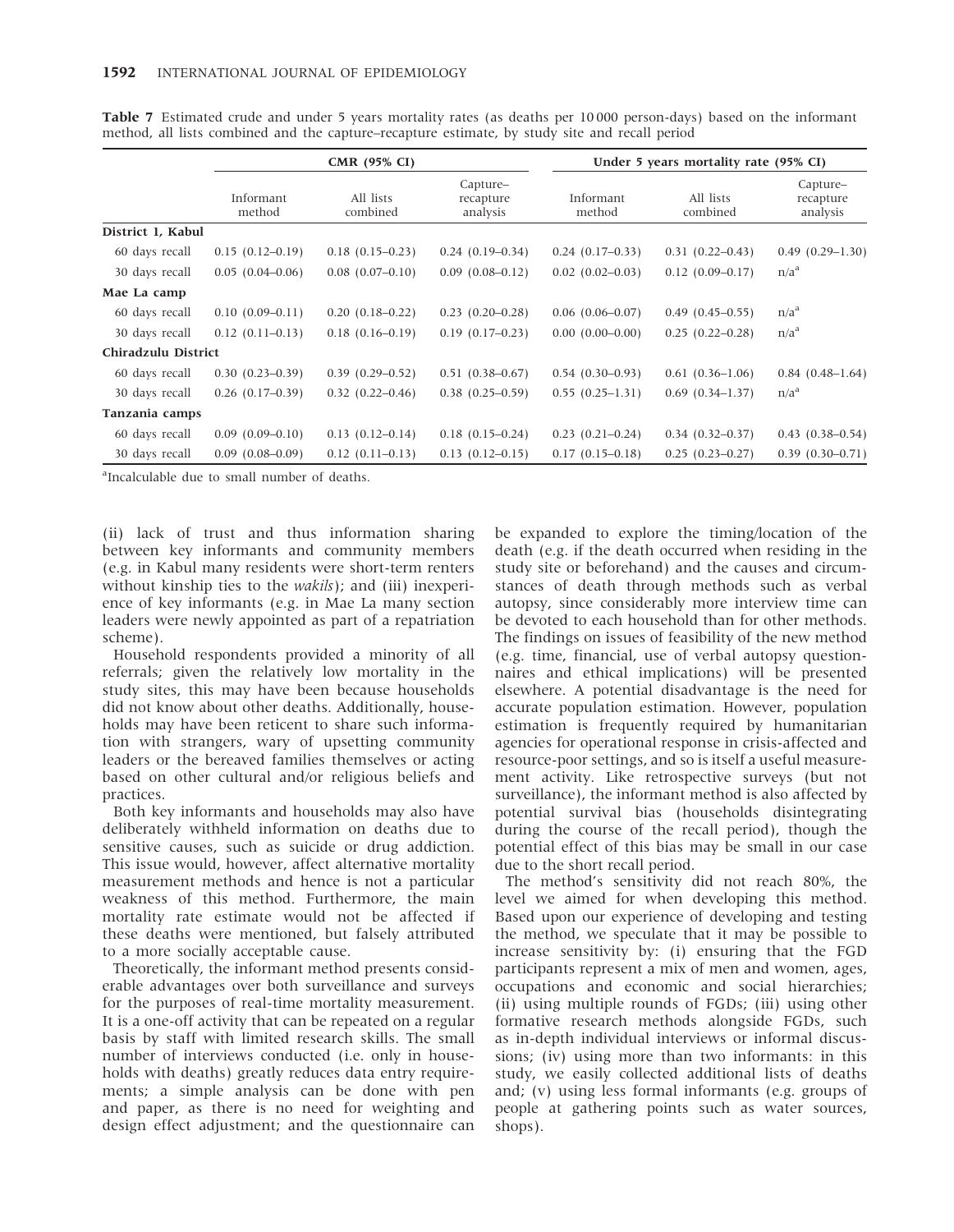**Table 7** Estimated crude and under 5 years mortality rates (as deaths per 10 000 person-days) based on the informant method, all lists combined and the capture–recapture estimate, by study site and recall period

| | CMR (95% CI) | | | Under 5 years mortality rate (95% CI) | | |
|---|---|---|---|---|---|---|
| | Informant method | All lists combined | Capture–recapture analysis | Informant method | All lists combined | Capture–recapture analysis |
| **District 1, Kabul** | | | | | | |
| 60 days recall | 0.15 (0.12–0.19) | 0.18 (0.15–0.23) | 0.24 (0.19–0.34) | 0.24 (0.17–0.33) | 0.31 (0.22–0.43) | 0.49 (0.29–1.30) |
| 30 days recall | 0.05 (0.04–0.06) | 0.08 (0.07–0.10) | 0.09 (0.08–0.12) | 0.02 (0.02–0.03) | 0.12 (0.09–0.17) | n/a[a] |
| **Mae La camp** | | | | | | |
| 60 days recall | 0.10 (0.09–0.11) | 0.20 (0.18–0.22) | 0.23 (0.20–0.28) | 0.06 (0.06–0.07) | 0.49 (0.45–0.55) | n/a[a] |
| 30 days recall | 0.12 (0.11–0.13) | 0.18 (0.16–0.19) | 0.19 (0.17–0.23) | 0.00 (0.00–0.00) | 0.25 (0.22–0.28) | n/a[a] |
| **Chiradzulu District** | | | | | | |
| 60 days recall | 0.30 (0.23–0.39) | 0.39 (0.29–0.52) | 0.51 (0.38–0.67) | 0.54 (0.30–0.93) | 0.61 (0.36–1.06) | 0.84 (0.48–1.64) |
| 30 days recall | 0.26 (0.17–0.39) | 0.32 (0.22–0.46) | 0.38 (0.25–0.59) | 0.55 (0.25–1.31) | 0.69 (0.34–1.37) | n/a[a] |
| **Tanzania camps** | | | | | | |
| 60 days recall | 0.09 (0.09–0.10) | 0.13 (0.12–0.14) | 0.18 (0.15–0.24) | 0.23 (0.21–0.24) | 0.34 (0.32–0.37) | 0.43 (0.38–0.54) |
| 30 days recall | 0.09 (0.08–0.09) | 0.12 (0.11–0.13) | 0.13 (0.12–0.15) | 0.17 (0.15–0.18) | 0.25 (0.23–0.27) | 0.39 (0.30–0.71) |

[a]Incalculable due to small number of deaths.

(ii) lack of trust and thus information sharing between key informants and community members (e.g. in Kabul many residents were short-term renters without kinship ties to the *wakils*); and (iii) inexperience of key informants (e.g. in Mae La many section leaders were newly appointed as part of a repatriation scheme).

Household respondents provided a minority of all referrals; given the relatively low mortality in the study sites, this may have been because households did not know about other deaths. Additionally, households may have been reticent to share such information with strangers, wary of upsetting community leaders or the bereaved families themselves or acting based on other cultural and/or religious beliefs and practices.

Both key informants and households may also have deliberately withheld information on deaths due to sensitive causes, such as suicide or drug addiction. This issue would, however, affect alternative mortality measurement methods and hence is not a particular weakness of this method. Furthermore, the main mortality rate estimate would not be affected if these deaths were mentioned, but falsely attributed to a more socially acceptable cause.

Theoretically, the informant method presents considerable advantages over both surveillance and surveys for the purposes of real-time mortality measurement. It is a one-off activity that can be repeated on a regular basis by staff with limited research skills. The small number of interviews conducted (i.e. only in households with deaths) greatly reduces data entry requirements; a simple analysis can be done with pen and paper, as there is no need for weighting and design effect adjustment; and the questionnaire can be expanded to explore the timing/location of the death (e.g. if the death occurred when residing in the study site or beforehand) and the causes and circumstances of death through methods such as verbal autopsy, since considerably more interview time can be devoted to each household than for other methods. The findings on issues of feasibility of the new method (e.g. time, financial, use of verbal autopsy questionnaires and ethical implications) will be presented elsewhere. A potential disadvantage is the need for accurate population estimation. However, population estimation is frequently required by humanitarian agencies for operational response in crisis-affected and resource-poor settings, and so is itself a useful measurement activity. Like retrospective surveys (but not surveillance), the informant method is also affected by potential survival bias (households disintegrating during the course of the recall period), though the potential effect of this bias may be small in our case due to the short recall period.

The method's sensitivity did not reach 80%, the level we aimed for when developing this method. Based upon our experience of developing and testing the method, we speculate that it may be possible to increase sensitivity by: (i) ensuring that the FGD participants represent a mix of men and women, ages, occupations and economic and social hierarchies; (ii) using multiple rounds of FGDs; (iii) using other formative research methods alongside FGDs, such as in-depth individual interviews or informal discussions; (iv) using more than two informants: in this study, we easily collected additional lists of deaths and; (v) using less formal informants (e.g. groups of people at gathering points such as water sources, shops).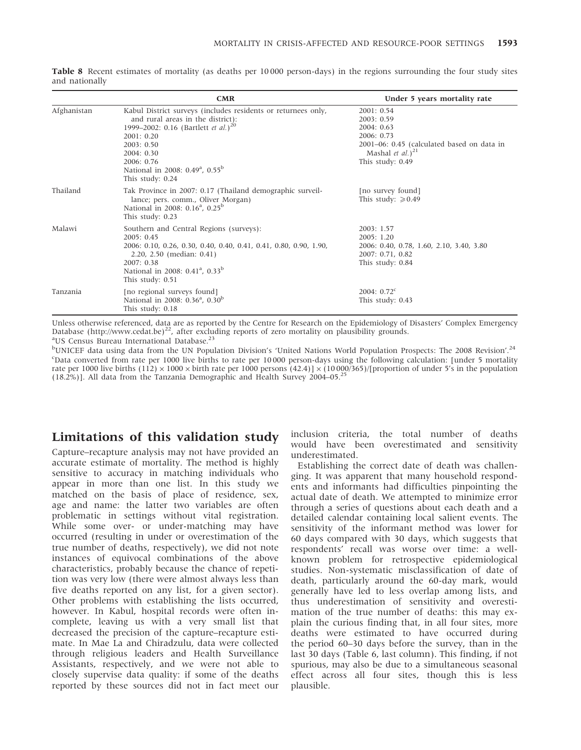**Table 8** Recent estimates of mortality (as deaths per 10 000 person-days) in the regions surrounding the four study sites and nationally

| | CMR | Under 5 years mortality rate |
|---|---|---|
| Afghanistan | Kabul District surveys (includes residents or returnees only, and rural areas in the district):<br>1999–2002: 0.16 (Bartlett *et al.*)[20]<br>2001: 0.20<br>2003: 0.50<br>2004: 0.30<br>2006: 0.76<br>National in 2008: 0.49[a], 0.55[b]<br>This study: 0.24 | 2001: 0.54<br>2003: 0.59<br>2004: 0.63<br>2006: 0.73<br>2001–06: 0.45 (calculated based on data in Mashal *et al.*)[21]<br>This study: 0.49 |
| Thailand | Tak Province in 2007: 0.17 (Thailand demographic surveillance; pers. comm., Oliver Morgan)<br>National in 2008: 0.16[a], 0.25[b]<br>This study: 0.23 | [no survey found]<br>This study: $\geqslant$0.49 |
| Malawi | Southern and Central Regions (surveys):<br>2005: 0.45<br>2006: 0.10, 0.26, 0.30, 0.40, 0.40, 0.41, 0.41, 0.80, 0.90, 1.90, 2.20, 2.50 (median: 0.41)<br>2007: 0.38<br>National in 2008: 0.41[a], 0.33[b]<br>This study: 0.51 | 2003: 1.57<br>2005: 1.20<br>2006: 0.40, 0.78, 1.60, 2.10, 3.40, 3.80<br>2007: 0.71, 0.82<br>This study: 0.84 |
| Tanzania | [no regional surveys found]<br>National in 2008: 0.36[a], 0.30[b]<br>This study: 0.18 | 2004: 0.72[c]<br>This study: 0.43 |

Unless otherwise referenced, data are as reported by the Centre for Research on the Epidemiology of Disasters' Complex Emergency Database (http://www.cedat.be)[22], after excluding reports of zero mortality on plausibility grounds.
[a]US Census Bureau International Database.[23]
[b]UNICEF data using data from the UN Population Division's 'United Nations World Population Prospects: The 2008 Revision'.[24]
[c]Data converted from rate per 1000 live births to rate per 10 000 person-days using the following calculation: [under 5 mortality rate per 1000 live births (112) × 1000 × birth rate per 1000 persons (42.4)] × (10 000/365)/[proportion of under 5's in the population (18.2%)]. All data from the Tanzania Demographic and Health Survey 2004–05.[25]

## Limitations of this validation study

Capture–recapture analysis may not have provided an accurate estimate of mortality. The method is highly sensitive to accuracy in matching individuals who appear in more than one list. In this study we matched on the basis of place of residence, sex, age and name: the latter two variables are often problematic in settings without vital registration. While some over- or under-matching may have occurred (resulting in under or overestimation of the true number of deaths, respectively), we did not note instances of equivocal combinations of the above characteristics, probably because the chance of repetition was very low (there were almost always less than five deaths reported on any list, for a given sector). Other problems with establishing the lists occurred, however. In Kabul, hospital records were often incomplete, leaving us with a very small list that decreased the precision of the capture–recapture estimate. In Mae La and Chiradzulu, data were collected through religious leaders and Health Surveillance Assistants, respectively, and we were not able to closely supervise data quality: if some of the deaths reported by these sources did not in fact meet our inclusion criteria, the total number of deaths would have been overestimated and sensitivity underestimated.

Establishing the correct date of death was challenging. It was apparent that many household respondents and informants had difficulties pinpointing the actual date of death. We attempted to minimize error through a series of questions about each death and a detailed calendar containing local salient events. The sensitivity of the informant method was lower for 60 days compared with 30 days, which suggests that respondents' recall was worse over time: a well-known problem for retrospective epidemiological studies. Non-systematic misclassification of date of death, particularly around the 60-day mark, would generally have led to less overlap among lists, and thus underestimation of sensitivity and overestimation of the true number of deaths: this may explain the curious finding that, in all four sites, more deaths were estimated to have occurred during the period 60–30 days before the survey, than in the last 30 days (Table 6, last column). This finding, if not spurious, may also be due to a simultaneous seasonal effect across all four sites, though this is less plausible.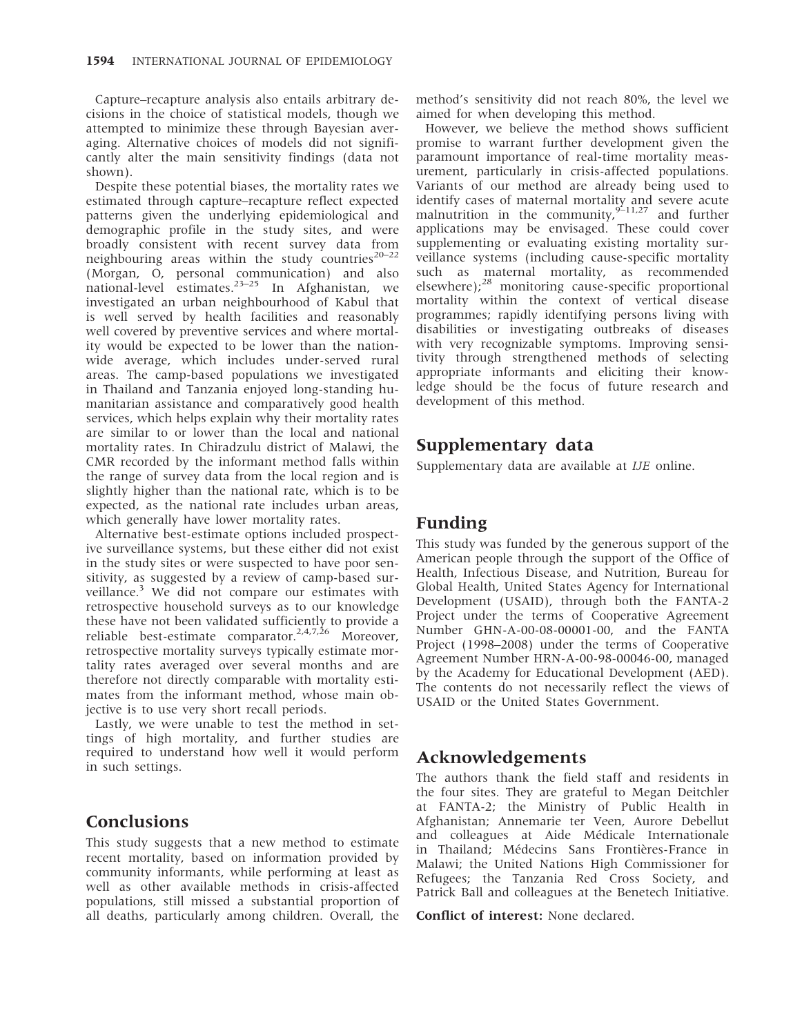Capture–recapture analysis also entails arbitrary decisions in the choice of statistical models, though we attempted to minimize these through Bayesian averaging. Alternative choices of models did not significantly alter the main sensitivity findings (data not shown).

Despite these potential biases, the mortality rates we estimated through capture–recapture reflect expected patterns given the underlying epidemiological and demographic profile in the study sites, and were broadly consistent with recent survey data from neighbouring areas within the study countries[20–22] (Morgan, O, personal communication) and also national-level estimates.[23–25] In Afghanistan, we investigated an urban neighbourhood of Kabul that is well served by health facilities and reasonably well covered by preventive services and where mortality would be expected to be lower than the nationwide average, which includes under-served rural areas. The camp-based populations we investigated in Thailand and Tanzania enjoyed long-standing humanitarian assistance and comparatively good health services, which helps explain why their mortality rates are similar to or lower than the local and national mortality rates. In Chiradzulu district of Malawi, the CMR recorded by the informant method falls within the range of survey data from the local region and is slightly higher than the national rate, which is to be expected, as the national rate includes urban areas, which generally have lower mortality rates.

Alternative best-estimate options included prospective surveillance systems, but these either did not exist in the study sites or were suspected to have poor sensitivity, as suggested by a review of camp-based surveillance.[3] We did not compare our estimates with retrospective household surveys as to our knowledge these have not been validated sufficiently to provide a reliable best-estimate comparator.[2,4,7,26] Moreover, retrospective mortality surveys typically estimate mortality rates averaged over several months and are therefore not directly comparable with mortality estimates from the informant method, whose main objective is to use very short recall periods.

Lastly, we were unable to test the method in settings of high mortality, and further studies are required to understand how well it would perform in such settings.

## Conclusions

This study suggests that a new method to estimate recent mortality, based on information provided by community informants, while performing at least as well as other available methods in crisis-affected populations, still missed a substantial proportion of all deaths, particularly among children. Overall, the method's sensitivity did not reach 80%, the level we aimed for when developing this method.

However, we believe the method shows sufficient promise to warrant further development given the paramount importance of real-time mortality measurement, particularly in crisis-affected populations. Variants of our method are already being used to identify cases of maternal mortality and severe acute malnutrition in the community,[9–11,27] and further applications may be envisaged. These could cover supplementing or evaluating existing mortality surveillance systems (including cause-specific mortality such as maternal mortality, as recommended elsewhere);[28] monitoring cause-specific proportional mortality within the context of vertical disease programmes; rapidly identifying persons living with disabilities or investigating outbreaks of diseases with very recognizable symptoms. Improving sensitivity through strengthened methods of selecting appropriate informants and eliciting their knowledge should be the focus of future research and development of this method.

## Supplementary data

Supplementary data are available at *IJE* online.

## Funding

This study was funded by the generous support of the American people through the support of the Office of Health, Infectious Disease, and Nutrition, Bureau for Global Health, United States Agency for International Development (USAID), through both the FANTA-2 Project under the terms of Cooperative Agreement Number GHN-A-00-08-00001-00, and the FANTA Project (1998–2008) under the terms of Cooperative Agreement Number HRN-A-00-98-00046-00, managed by the Academy for Educational Development (AED). The contents do not necessarily reflect the views of USAID or the United States Government.

## Acknowledgements

The authors thank the field staff and residents in the four sites. They are grateful to Megan Deitchler at FANTA-2; the Ministry of Public Health in Afghanistan; Annemarie ter Veen, Aurore Debellut and colleagues at Aide Médicale Internationale in Thailand; Médecins Sans Frontières-France in Malawi; the United Nations High Commissioner for Refugees; the Tanzania Red Cross Society, and Patrick Ball and colleagues at the Benetech Initiative.

**Conflict of interest:** None declared.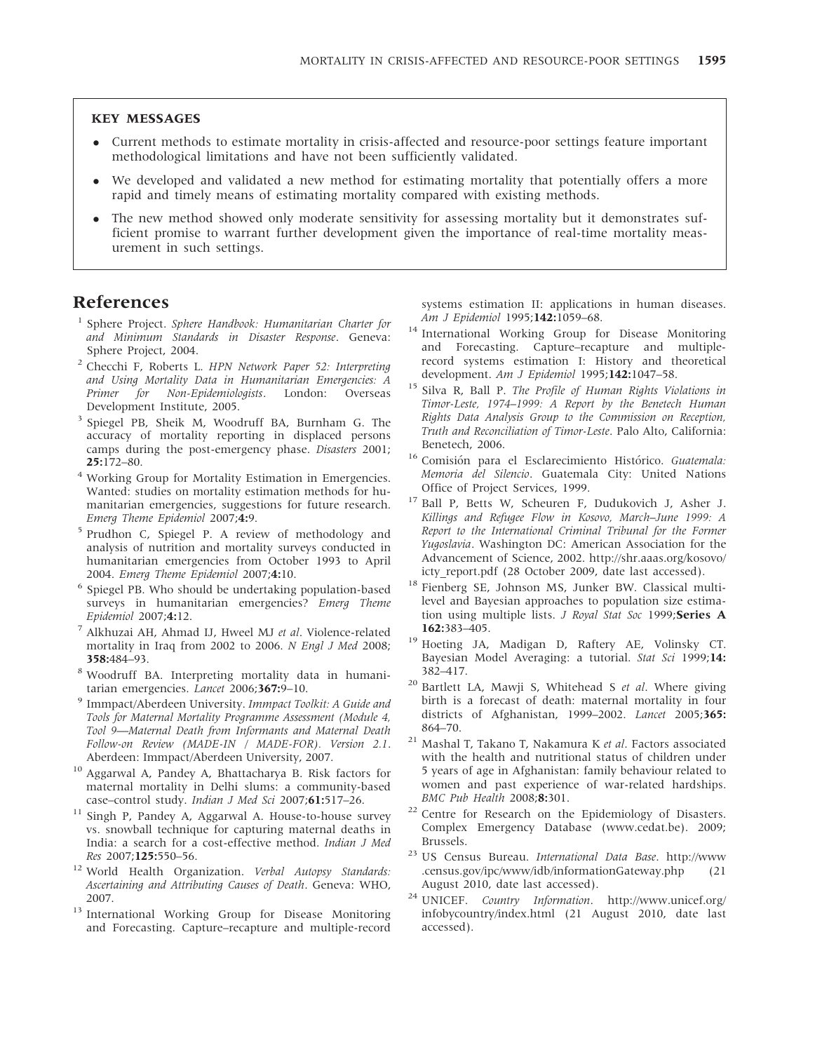**KEY MESSAGES**

- Current methods to estimate mortality in crisis-affected and resource-poor settings feature important methodological limitations and have not been sufficiently validated.
- We developed and validated a new method for estimating mortality that potentially offers a more rapid and timely means of estimating mortality compared with existing methods.
- The new method showed only moderate sensitivity for assessing mortality but it demonstrates sufficient promise to warrant further development given the importance of real-time mortality measurement in such settings.

# References

1. Sphere Project. *Sphere Handbook: Humanitarian Charter for and Minimum Standards in Disaster Response*. Geneva: Sphere Project, 2004.
2. Checchi F, Roberts L. *HPN Network Paper 52: Interpreting and Using Mortality Data in Humanitarian Emergencies: A Primer for Non-Epidemiologists*. London: Overseas Development Institute, 2005.
3. Spiegel PB, Sheik M, Woodruff BA, Burnham G. The accuracy of mortality reporting in displaced persons camps during the post-emergency phase. *Disasters* 2001; **25:**172–80.
4. Working Group for Mortality Estimation in Emergencies. Wanted: studies on mortality estimation methods for humanitarian emergencies, suggestions for future research. *Emerg Theme Epidemiol* 2007;**4:**9.
5. Prudhon C, Spiegel P. A review of methodology and analysis of nutrition and mortality surveys conducted in humanitarian emergencies from October 1993 to April 2004. *Emerg Theme Epidemiol* 2007;**4:**10.
6. Spiegel PB. Who should be undertaking population-based surveys in humanitarian emergencies? *Emerg Theme Epidemiol* 2007;**4:**12.
7. Alkhuzai AH, Ahmad IJ, Hweel MJ *et al*. Violence-related mortality in Iraq from 2002 to 2006. *N Engl J Med* 2008; **358:**484–93.
8. Woodruff BA. Interpreting mortality data in humanitarian emergencies. *Lancet* 2006;**367:**9–10.
9. Immpact/Aberdeen University. *Immpact Toolkit: A Guide and Tools for Maternal Mortality Programme Assessment (Module 4, Tool 9—Maternal Death from Informants and Maternal Death Follow-on Review (MADE-IN / MADE-FOR). Version 2.1*. Aberdeen: Immpact/Aberdeen University, 2007.
10. Aggarwal A, Pandey A, Bhattacharya B. Risk factors for maternal mortality in Delhi slums: a community-based case–control study. *Indian J Med Sci* 2007;**61:**517–26.
11. Singh P, Pandey A, Aggarwal A. House-to-house survey vs. snowball technique for capturing maternal deaths in India: a search for a cost-effective method. *Indian J Med Res* 2007;**125:**550–56.
12. World Health Organization. *Verbal Autopsy Standards: Ascertaining and Attributing Causes of Death*. Geneva: WHO, 2007.
13. International Working Group for Disease Monitoring and Forecasting. Capture–recapture and multiple-record systems estimation II: applications in human diseases. *Am J Epidemiol* 1995;**142:**1059–68.
14. International Working Group for Disease Monitoring and Forecasting. Capture–recapture and multiple-record systems estimation I: History and theoretical development. *Am J Epidemiol* 1995;**142:**1047–58.
15. Silva R, Ball P. *The Profile of Human Rights Violations in Timor-Leste, 1974–1999: A Report by the Benetech Human Rights Data Analysis Group to the Commission on Reception, Truth and Reconciliation of Timor-Leste*. Palo Alto, California: Benetech, 2006.
16. Comisión para el Esclarecimiento Histórico. *Guatemala: Memoria del Silencio*. Guatemala City: United Nations Office of Project Services, 1999.
17. Ball P, Betts W, Scheuren F, Dudukovich J, Asher J. *Killings and Refugee Flow in Kosovo, March–June 1999: A Report to the International Criminal Tribunal for the Former Yugoslavia*. Washington DC: American Association for the Advancement of Science, 2002. http://shr.aaas.org/kosovo/icty_report.pdf (28 October 2009, date last accessed).
18. Fienberg SE, Johnson MS, Junker BW. Classical multilevel and Bayesian approaches to population size estimation using multiple lists. *J Royal Stat Soc* 1999;**Series A 162:**383–405.
19. Hoeting JA, Madigan D, Raftery AE, Volinsky CT. Bayesian Model Averaging: a tutorial. *Stat Sci* 1999;**14:** 382–417.
20. Bartlett LA, Mawji S, Whitehead S *et al*. Where giving birth is a forecast of death: maternal mortality in four districts of Afghanistan, 1999–2002. *Lancet* 2005;**365:** 864–70.
21. Mashal T, Takano T, Nakamura K *et al*. Factors associated with the health and nutritional status of children under 5 years of age in Afghanistan: family behaviour related to women and past experience of war-related hardships. *BMC Pub Health* 2008;**8:**301.
22. Centre for Research on the Epidemiology of Disasters. Complex Emergency Database (www.cedat.be). 2009; Brussels.
23. US Census Bureau. *International Data Base*. http://www.census.gov/ipc/www/idb/informationGateway.php (21 August 2010, date last accessed).
24. UNICEF. *Country Information*. http://www.unicef.org/infobycountry/index.html (21 August 2010, date last accessed).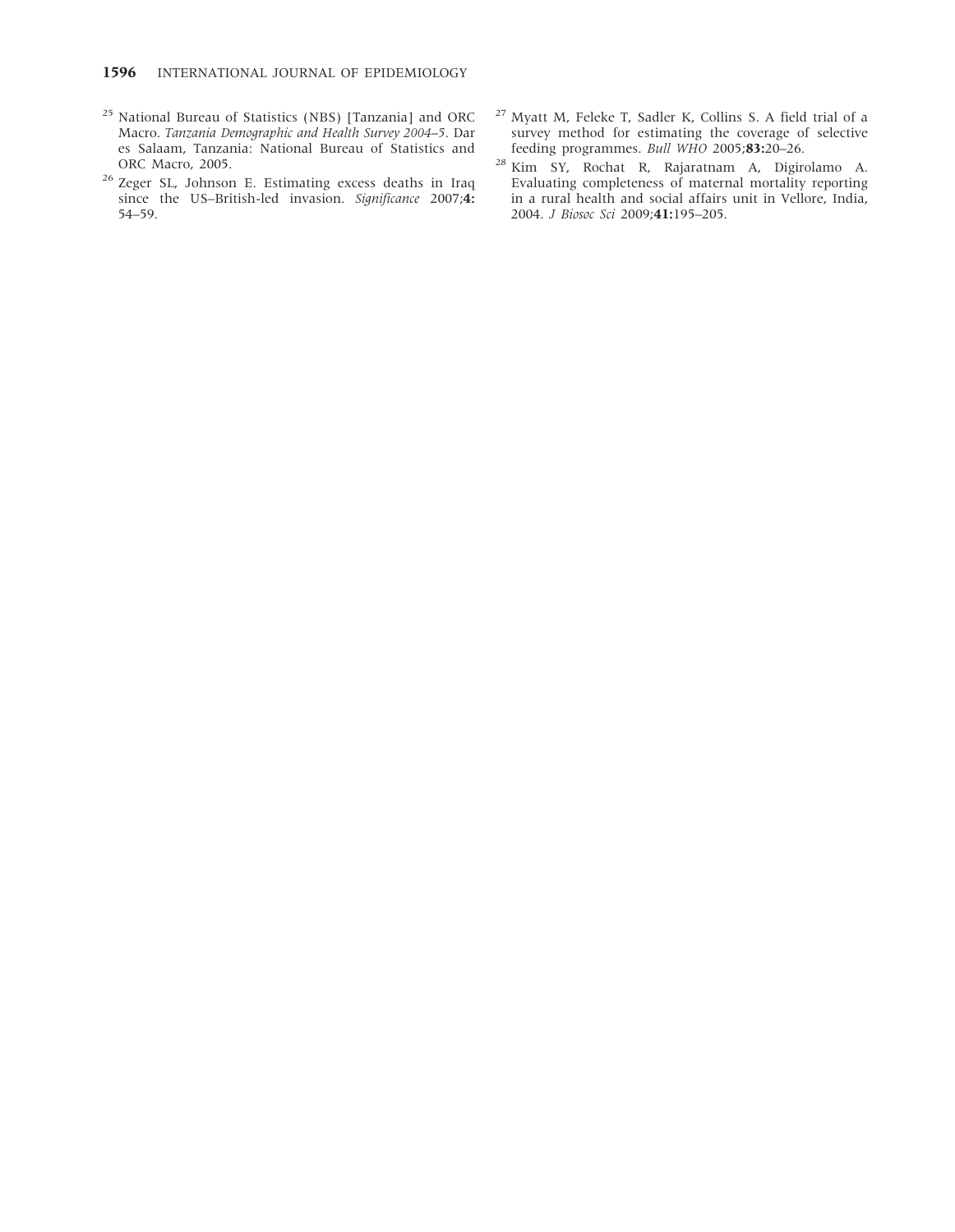[25] National Bureau of Statistics (NBS) [Tanzania] and ORC Macro. *Tanzania Demographic and Health Survey 2004–5*. Dar es Salaam, Tanzania: National Bureau of Statistics and ORC Macro, 2005.

[26] Zeger SL, Johnson E. Estimating excess deaths in Iraq since the US–British-led invasion. *Significance* 2007;**4:** 54–59.

[27] Myatt M, Feleke T, Sadler K, Collins S. A field trial of a survey method for estimating the coverage of selective feeding programmes. *Bull WHO* 2005;**83:**20–26.

[28] Kim SY, Rochat R, Rajaratnam A, Digirolamo A. Evaluating completeness of maternal mortality reporting in a rural health and social affairs unit in Vellore, India, 2004. *J Biosoc Sci* 2009;**41:**195–205.